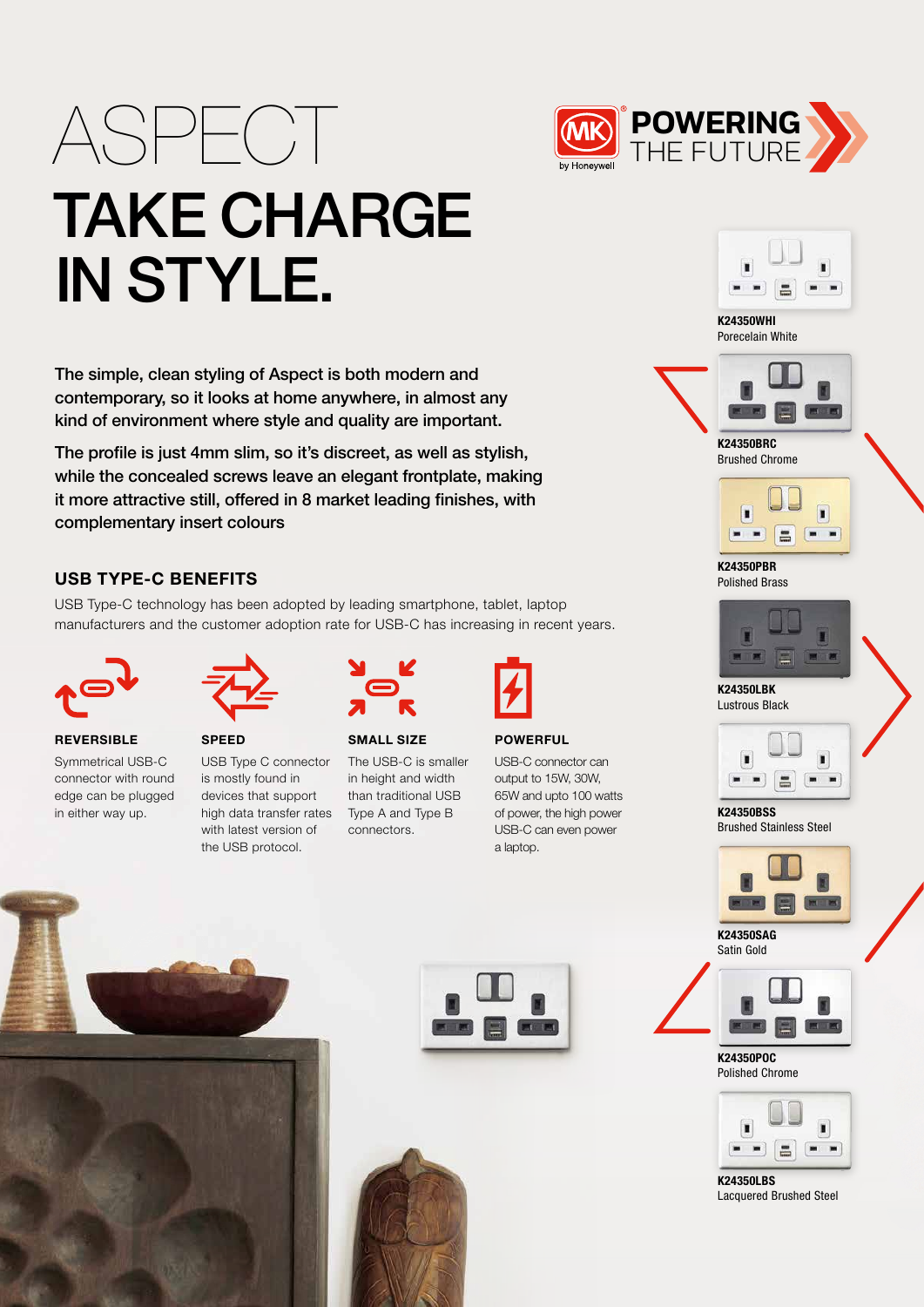# ASPECT

# TAKE CHARGE IN STYLE.

MK by Honeywell — POWERING THE FUTURE

The simple, clean styling of Aspect is both modern and contemporary, so it looks at home anywhere, in almost any kind of environment where style and quality are important.

The profile is just 4mm slim, so it's discreet, as well as stylish, while the concealed screws leave an elegant frontplate, making it more attractive still, offered in 8 market leading finishes, with complementary insert colours

## USB TYPE-C BENEFITS

USB Type-C technology has been adopted by leading smartphone, tablet, laptop manufacturers and the customer adoption rate for USB-C has increasing in recent years.

**REVERSIBLE**

Symmetrical USB-C connector with round edge can be plugged in either way up.

**SPEED**

USB Type C connector is mostly found in devices that support high data transfer rates with latest version of the USB protocol.

**SMALL SIZE**

The USB-C is smaller in height and width than traditional USB Type A and Type B connectors.

**POWERFUL**

USB-C connector can output to 15W, 30W, 65W and upto 100 watts of power, the high power USB-C can even power a laptop.

**K24350WHI**
Porecelain White

**K24350BRC**
Brushed Chrome

**K24350PBR**
Polished Brass

**K24350LBK**
Lustrous Black

**K24350BSS**
Brushed Stainless Steel

**K24350SAG**
Satin Gold

**K24350POC**
Polished Chrome

**K24350LBS**
Lacquered Brushed Steel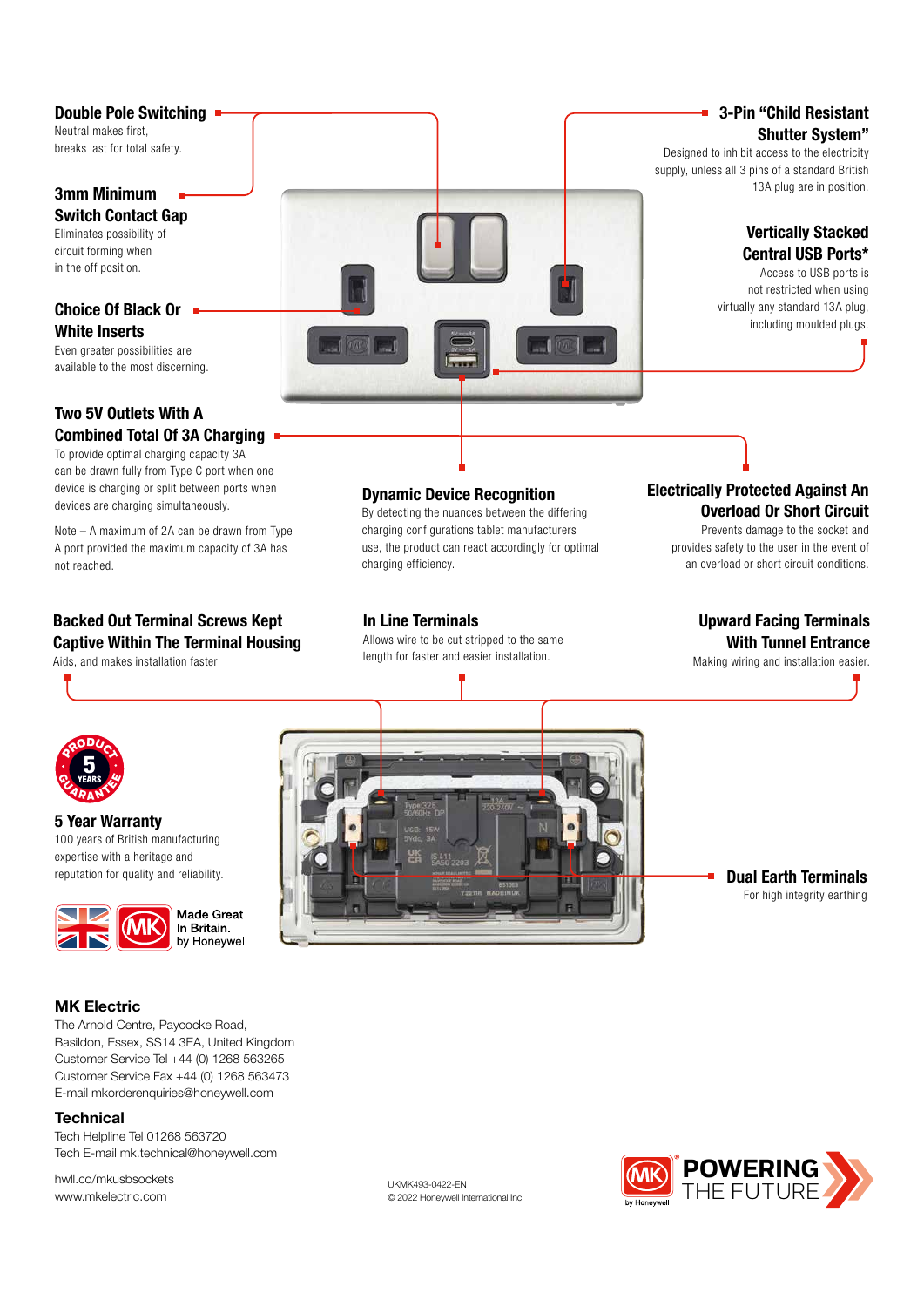### Double Pole Switching

Neutral makes first, breaks last for total safety.

### 3mm Minimum Switch Contact Gap

Eliminates possibility of circuit forming when in the off position.

### Choice Of Black Or White Inserts

Even greater possibilities are available to the most discerning.

### Two 5V Outlets With A Combined Total Of 3A Charging

To provide optimal charging capacity 3A can be drawn fully from Type C port when one device is charging or split between ports when devices are charging simultaneously.

Note – A maximum of 2A can be drawn from Type A port provided the maximum capacity of 3A has not reached.

### 3-Pin "Child Resistant Shutter System"

Designed to inhibit access to the electricity supply, unless all 3 pins of a standard British 13A plug are in position.

### Vertically Stacked Central USB Ports*

Access to USB ports is not restricted when using virtually any standard 13A plug, including moulded plugs.

### Dynamic Device Recognition

By detecting the nuances between the differing charging configurations tablet manufacturers use, the product can react accordingly for optimal charging efficiency.

### Electrically Protected Against An Overload Or Short Circuit

Prevents damage to the socket and provides safety to the user in the event of an overload or short circuit conditions.

### Backed Out Terminal Screws Kept Captive Within The Terminal Housing

Aids, and makes installation faster

### In Line Terminals

Allows wire to be cut stripped to the same length for faster and easier installation.

### Upward Facing Terminals With Tunnel Entrance

Making wiring and installation easier.

### Dual Earth Terminals

For high integrity earthing

PRODUCT 5 YEARS GUARANTEE

### 5 Year Warranty

100 years of British manufacturing expertise with a heritage and reputation for quality and reliability.

Made Great In Britain. by Honeywell

### MK Electric

The Arnold Centre, Paycocke Road,
Basildon, Essex, SS14 3EA, United Kingdom
Customer Service Tel +44 (0) 1268 563265
Customer Service Fax +44 (0) 1268 563473
E-mail mkorderenquiries@honeywell.com

### Technical

Tech Helpline Tel 01268 563720
Tech E-mail mk.technical@honeywell.com

hwll.co/mkusbsockets
www.mkelectric.com

UKMK493-0422-EN
© 2022 Honeywell International Inc.

MK by Honeywell POWERING THE FUTURE